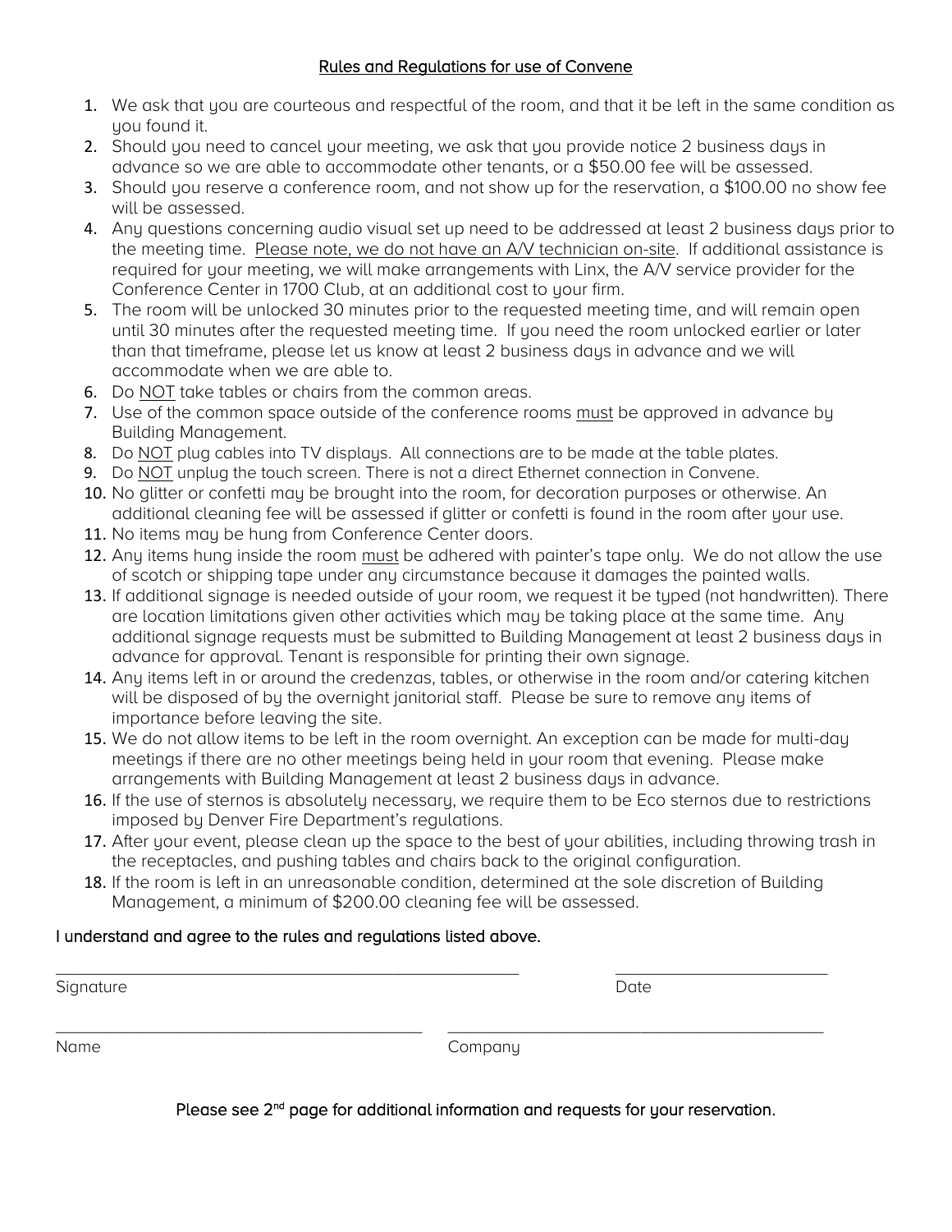## Rules and Regulations for use of Convene

1. We ask that you are courteous and respectful of the room, and that it be left in the same condition as you found it.
2. Should you need to cancel your meeting, we ask that you provide notice 2 business days in advance so we are able to accommodate other tenants, or a $50.00 fee will be assessed.
3. Should you reserve a conference room, and not show up for the reservation, a $100.00 no show fee will be assessed.
4. Any questions concerning audio visual set up need to be addressed at least 2 business days prior to the meeting time. Please note, we do not have an A/V technician on-site. If additional assistance is required for your meeting, we will make arrangements with Linx, the A/V service provider for the Conference Center in 1700 Club, at an additional cost to your firm.
5. The room will be unlocked 30 minutes prior to the requested meeting time, and will remain open until 30 minutes after the requested meeting time. If you need the room unlocked earlier or later than that timeframe, please let us know at least 2 business days in advance and we will accommodate when we are able to.
6. Do NOT take tables or chairs from the common areas.
7. Use of the common space outside of the conference rooms must be approved in advance by Building Management.
8. Do NOT plug cables into TV displays. All connections are to be made at the table plates.
9. Do NOT unplug the touch screen. There is not a direct Ethernet connection in Convene.
10. No glitter or confetti may be brought into the room, for decoration purposes or otherwise. An additional cleaning fee will be assessed if glitter or confetti is found in the room after your use.
11. No items may be hung from Conference Center doors.
12. Any items hung inside the room must be adhered with painter's tape only. We do not allow the use of scotch or shipping tape under any circumstance because it damages the painted walls.
13. If additional signage is needed outside of your room, we request it be typed (not handwritten). There are location limitations given other activities which may be taking place at the same time. Any additional signage requests must be submitted to Building Management at least 2 business days in advance for approval. Tenant is responsible for printing their own signage.
14. Any items left in or around the credenzas, tables, or otherwise in the room and/or catering kitchen will be disposed of by the overnight janitorial staff. Please be sure to remove any items of importance before leaving the site.
15. We do not allow items to be left in the room overnight. An exception can be made for multi-day meetings if there are no other meetings being held in your room that evening. Please make arrangements with Building Management at least 2 business days in advance.
16. If the use of sternos is absolutely necessary, we require them to be Eco sternos due to restrictions imposed by Denver Fire Department's regulations.
17. After your event, please clean up the space to the best of your abilities, including throwing trash in the receptacles, and pushing tables and chairs back to the original configuration.
18. If the room is left in an unreasonable condition, determined at the sole discretion of Building Management, a minimum of $200.00 cleaning fee will be assessed.

I understand and agree to the rules and regulations listed above.

\_\_\_\_\_\_\_\_\_\_\_\_\_\_\_\_\_\_\_\_\_\_\_\_\_\_\_\_\_\_\_\_\_\_\_\_\_\_ \_\_\_\_\_\_\_\_\_\_\_\_\_\_\_\_\_\_\_\_\_\_\_\_

Signature Date

\_\_\_\_\_\_\_\_\_\_\_\_\_\_\_\_\_\_\_\_\_\_\_\_\_\_\_\_\_\_\_\_ \_\_\_\_\_\_\_\_\_\_\_\_\_\_\_\_\_\_\_\_\_\_\_\_\_\_\_\_\_\_\_\_

Name Company

Please see 2nd page for additional information and requests for your reservation.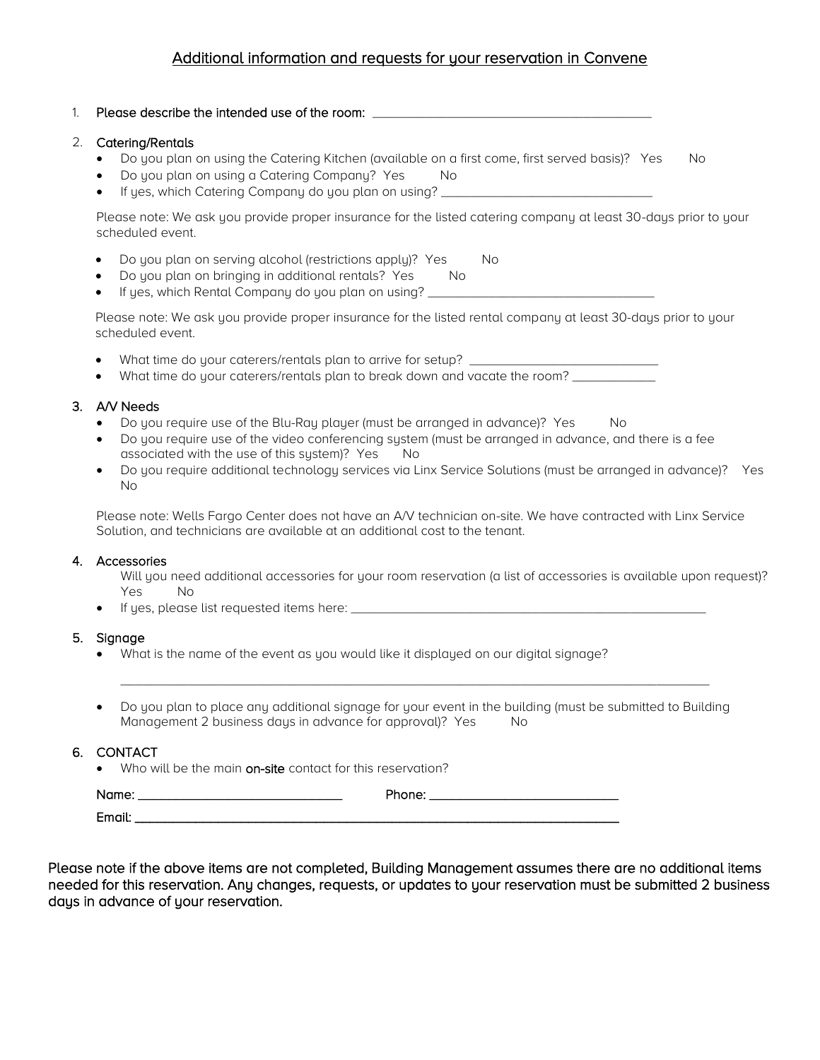## Additional information and requests for your reservation in Convene

1. Please describe the intended use of the room: ____________________________________________

2. Catering/Rentals
   - Do you plan on using the Catering Kitchen (available on a first come, first served basis)? Yes No
   - Do you plan on using a Catering Company? Yes No
   - If yes, which Catering Company do you plan on using? ____________________________________

   Please note: We ask you provide proper insurance for the listed catering company at least 30-days prior to your scheduled event.

   - Do you plan on serving alcohol (restrictions apply)? Yes No
   - Do you plan on bringing in additional rentals? Yes No
   - If yes, which Rental Company do you plan on using? ______________________________________

   Please note: We ask you provide proper insurance for the listed rental company at least 30-days prior to your scheduled event.

   - What time do your caterers/rentals plan to arrive for setup? ______________________________
   - What time do your caterers/rentals plan to break down and vacate the room? _____________

3. A/V Needs
   - Do you require use of the Blu-Ray player (must be arranged in advance)? Yes No
   - Do you require use of the video conferencing system (must be arranged in advance, and there is a fee associated with the use of this system)? Yes No
   - Do you require additional technology services via Linx Service Solutions (must be arranged in advance)? Yes No

   Please note: Wells Fargo Center does not have an A/V technician on-site. We have contracted with Linx Service Solution, and technicians are available at an additional cost to the tenant.

4. Accessories

   Will you need additional accessories for your room reservation (a list of accessories is available upon request)? Yes No

   - If yes, please list requested items here: ___________________________________________________________

5. Signage
   - What is the name of the event as you would like it displayed on our digital signage?

     ________________________________________________________________________________________________

   - Do you plan to place any additional signage for your event in the building (must be submitted to Building Management 2 business days in advance for approval)? Yes No

6. CONTACT
   - Who will be the main **on-site** contact for this reservation?

   Name: _________________________________ Phone: _______________________________

   Email: ______________________________________________________________________________

Please note if the above items are not completed, Building Management assumes there are no additional items needed for this reservation. Any changes, requests, or updates to your reservation must be submitted 2 business days in advance of your reservation.